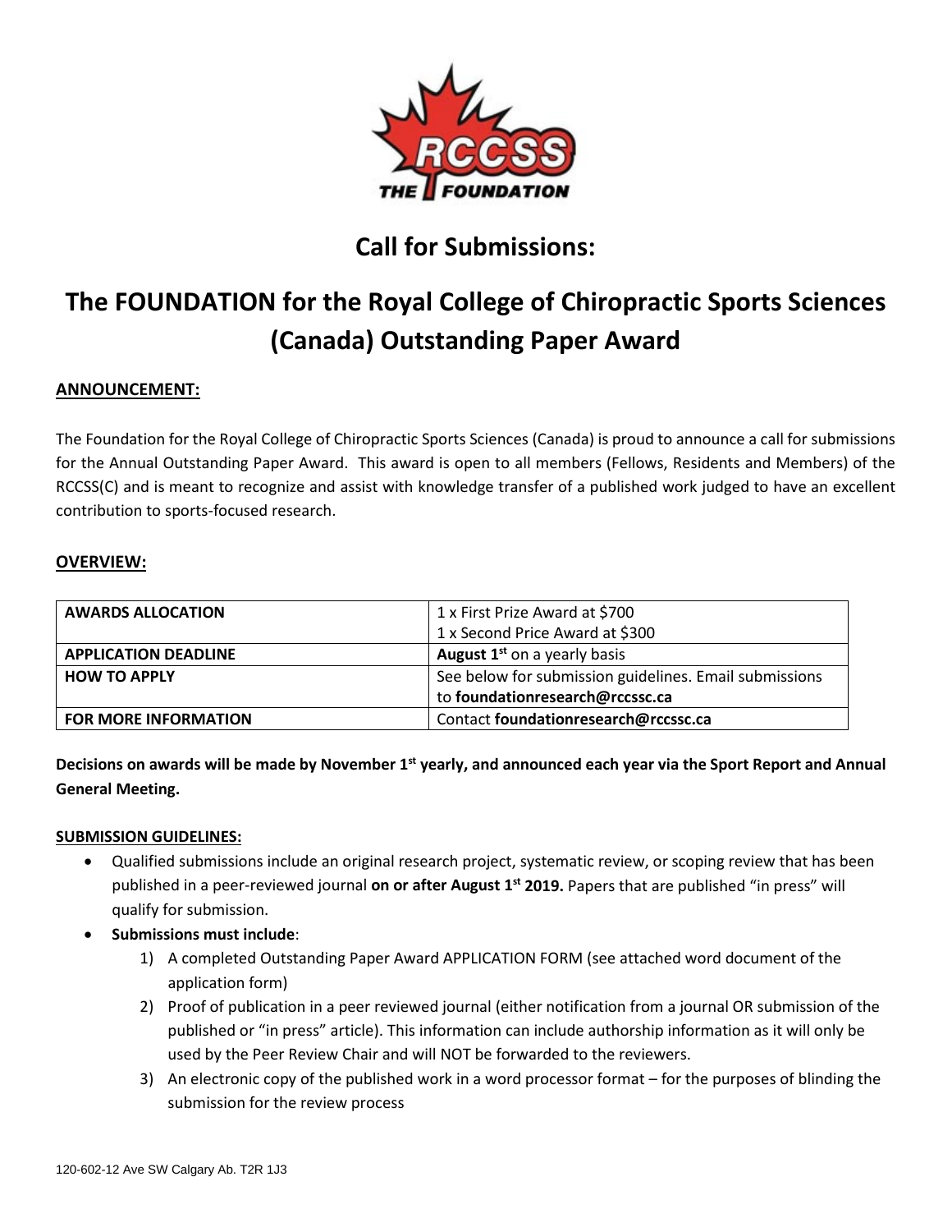# Call for Submissions:

# The FOUNDATION for the Royal College of Chiropractic Sports Sciences (Canada) Outstanding Paper Award

## ANNOUNCEMENT:

The Foundation for the Royal College of Chiropractic Sports Sciences (Canada) is proud to announce a call for submissions for the Annual Outstanding Paper Award. This award is open to all members (Fellows, Residents and Members) of the RCCSS(C) and is meant to recognize and assist with knowledge transfer of a published work judged to have an excellent contribution to sports-focused research.

## OVERVIEW:

| | |
|---|---|
| **AWARDS ALLOCATION** | 1 x First Prize Award at $700<br>1 x Second Price Award at $300 |
| **APPLICATION DEADLINE** | **August 1st** on a yearly basis |
| **HOW TO APPLY** | See below for submission guidelines. Email submissions to **foundationresearch@rccssc.ca** |
| **FOR MORE INFORMATION** | Contact **foundationresearch@rccssc.ca** |

**Decisions on awards will be made by November 1st yearly, and announced each year via the Sport Report and Annual General Meeting.**

**SUBMISSION GUIDELINES:**

- Qualified submissions include an original research project, systematic review, or scoping review that has been published in a peer-reviewed journal **on or after August 1st 2019.** Papers that are published "in press" will qualify for submission.
- **Submissions must include**:
  1) A completed Outstanding Paper Award APPLICATION FORM (see attached word document of the application form)
  2) Proof of publication in a peer reviewed journal (either notification from a journal OR submission of the published or "in press" article). This information can include authorship information as it will only be used by the Peer Review Chair and will NOT be forwarded to the reviewers.
  3) An electronic copy of the published work in a word processor format – for the purposes of blinding the submission for the review process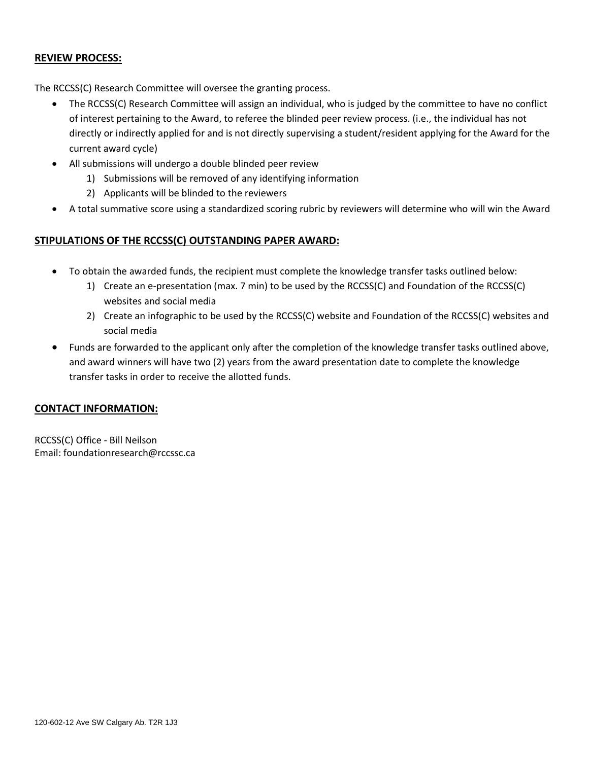## REVIEW PROCESS:

The RCCSS(C) Research Committee will oversee the granting process.

- The RCCSS(C) Research Committee will assign an individual, who is judged by the committee to have no conflict of interest pertaining to the Award, to referee the blinded peer review process. (i.e., the individual has not directly or indirectly applied for and is not directly supervising a student/resident applying for the Award for the current award cycle)
- All submissions will undergo a double blinded peer review
    1) Submissions will be removed of any identifying information
    2) Applicants will be blinded to the reviewers
- A total summative score using a standardized scoring rubric by reviewers will determine who will win the Award

## STIPULATIONS OF THE RCCSS(C) OUTSTANDING PAPER AWARD:

- To obtain the awarded funds, the recipient must complete the knowledge transfer tasks outlined below:
    1) Create an e-presentation (max. 7 min) to be used by the RCCSS(C) and Foundation of the RCCSS(C) websites and social media
    2) Create an infographic to be used by the RCCSS(C) website and Foundation of the RCCSS(C) websites and social media
- Funds are forwarded to the applicant only after the completion of the knowledge transfer tasks outlined above, and award winners will have two (2) years from the award presentation date to complete the knowledge transfer tasks in order to receive the allotted funds.

## CONTACT INFORMATION:

RCCSS(C) Office - Bill Neilson
Email: foundationresearch@rccssc.ca